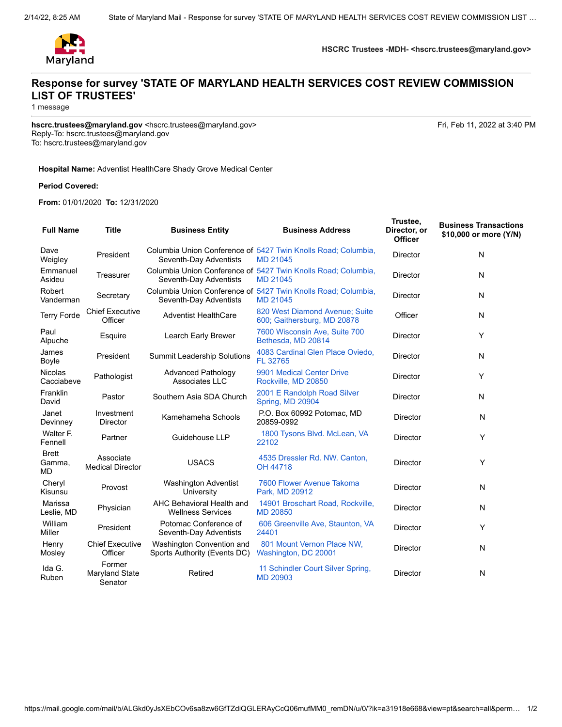Maryland

**HSCRC Trustees -MDH- <hscrc.trustees@maryland.gov>**

# Response for survey 'STATE OF MARYLAND HEALTH SERVICES COST REVIEW COMMISSION LIST OF TRUSTEES'

1 message

**hscrc.trustees@maryland.gov** <hscrc.trustees@maryland.gov> Fri, Feb 11, 2022 at 3:40 PM
Reply-To: hscrc.trustees@maryland.gov
To: hscrc.trustees@maryland.gov

**Hospital Name:** Adventist HealthCare Shady Grove Medical Center

**Period Covered:**

**From:** 01/01/2020 **To:** 12/31/2020

| Full Name | Title | Business Entity | Business Address | Trustee, Director, or Officer | Business Transactions $10,000 or more (Y/N) |
|---|---|---|---|---|---|
| Dave Weigley | President | Columbia Union Conference of Seventh-Day Adventists | 5427 Twin Knolls Road; Columbia, MD 21045 | Director | N |
| Emmanuel Asideu | Treasurer | Columbia Union Conference of Seventh-Day Adventists | 5427 Twin Knolls Road; Columbia, MD 21045 | Director | N |
| Robert Vanderman | Secretary | Columbia Union Conference of Seventh-Day Adventists | 5427 Twin Knolls Road; Columbia, MD 21045 | Director | N |
| Terry Forde | Chief Executive Officer | Adventist HealthCare | 820 West Diamond Avenue; Suite 600; Gaithersburg, MD 20878 | Officer | N |
| Paul Alpuche | Esquire | Learch Early Brewer | 7600 Wisconsin Ave, Suite 700 Bethesda, MD 20814 | Director | Y |
| James Boyle | President | Summit Leadership Solutions | 4083 Cardinal Glen Place Oviedo, FL 32765 | Director | N |
| Nicolas Cacciabeve | Pathologist | Advanced Pathology Associates LLC | 9901 Medical Center Drive Rockville, MD 20850 | Director | Y |
| Franklin David | Pastor | Southern Asia SDA Church | 2001 E Randolph Road Silver Spring, MD 20904 | Director | N |
| Janet Devinney | Investment Director | Kamehameha Schools | P.O. Box 60992 Potomac, MD 20859-0992 | Director | N |
| Walter F. Fennell | Partner | Guidehouse LLP | 1800 Tysons Blvd. McLean, VA 22102 | Director | Y |
| Brett Gamma, MD | Associate Medical Director | USACS | 4535 Dressler Rd. NW. Canton, OH 44718 | Director | Y |
| Cheryl Kisunsu | Provost | Washington Adventist University | 7600 Flower Avenue Takoma Park, MD 20912 | Director | N |
| Marissa Leslie, MD | Physician | AHC Behavioral Health and Wellness Services | 14901 Broschart Road, Rockville, MD 20850 | Director | N |
| William Miller | President | Potomac Conference of Seventh-Day Adventists | 606 Greenville Ave, Staunton, VA 24401 | Director | Y |
| Henry Mosley | Chief Executive Officer | Washington Convention and Sports Authority (Events DC) | 801 Mount Vernon Place NW, Washington, DC 20001 | Director | N |
| Ida G. Ruben | Former Maryland State Senator | Retired | 11 Schindler Court Silver Spring, MD 20903 | Director | N |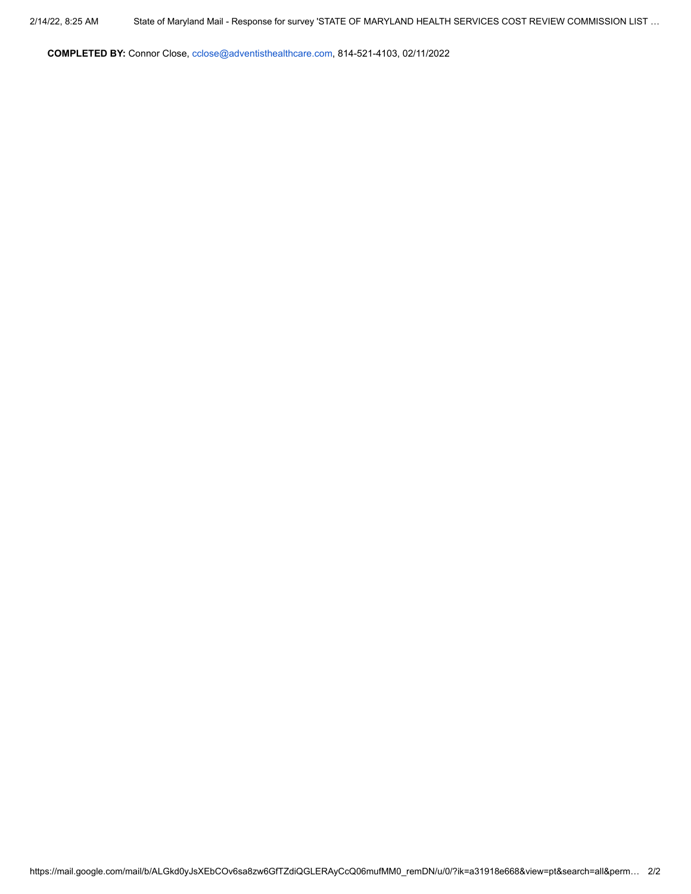**COMPLETED BY:** Connor Close, cclose@adventisthealthcare.com, 814-521-4103, 02/11/2022